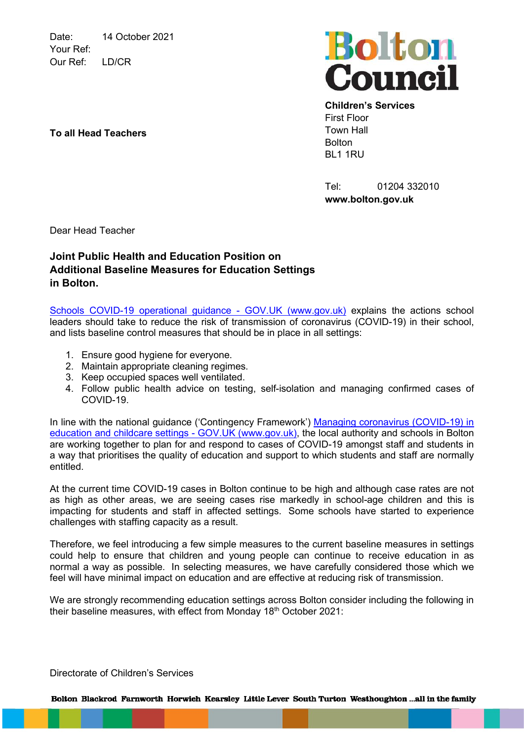Date: 14 October 2021
Your Ref:
Our Ref: LD/CR

**Bolton Council**

**Children's Services**
First Floor
Town Hall
Bolton
BL1 1RU

Tel: 01204 332010
**www.bolton.gov.uk**

**To all Head Teachers**

Dear Head Teacher

**Joint Public Health and Education Position on Additional Baseline Measures for Education Settings in Bolton.**

[Schools COVID-19 operational guidance - GOV.UK (www.gov.uk)](https://www.gov.uk) explains the actions school leaders should take to reduce the risk of transmission of coronavirus (COVID-19) in their school, and lists baseline control measures that should be in place in all settings:

1. Ensure good hygiene for everyone.
2. Maintain appropriate cleaning regimes.
3. Keep occupied spaces well ventilated.
4. Follow public health advice on testing, self-isolation and managing confirmed cases of COVID-19.

In line with the national guidance ('Contingency Framework') [Managing coronavirus (COVID-19) in education and childcare settings - GOV.UK (www.gov.uk)](https://www.gov.uk), the local authority and schools in Bolton are working together to plan for and respond to cases of COVID-19 amongst staff and students in a way that prioritises the quality of education and support to which students and staff are normally entitled.

At the current time COVID-19 cases in Bolton continue to be high and although case rates are not as high as other areas, we are seeing cases rise markedly in school-age children and this is impacting for students and staff in affected settings. Some schools have started to experience challenges with staffing capacity as a result.

Therefore, we feel introducing a few simple measures to the current baseline measures in settings could help to ensure that children and young people can continue to receive education in as normal a way as possible. In selecting measures, we have carefully considered those which we feel will have minimal impact on education and are effective at reducing risk of transmission.

We are strongly recommending education settings across Bolton consider including the following in their baseline measures, with effect from Monday 18th October 2021:

Directorate of Children's Services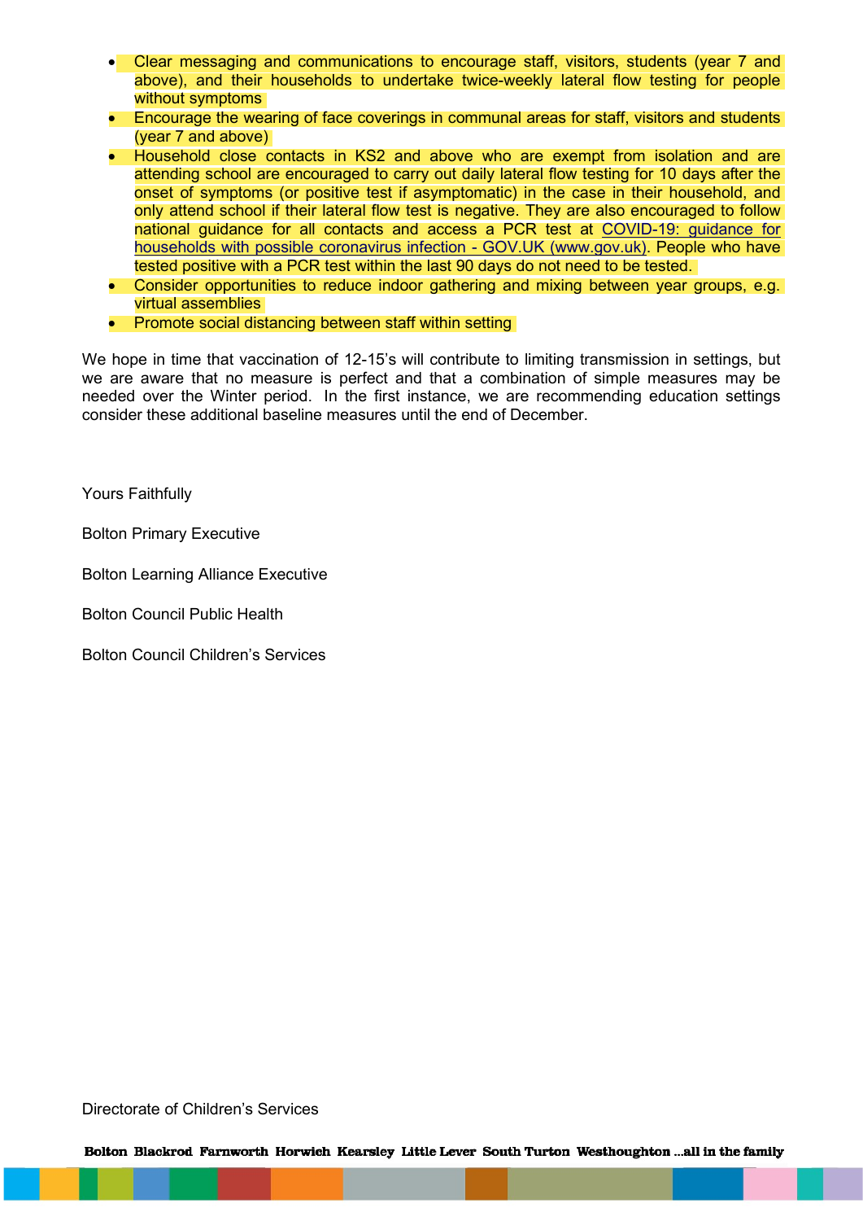- Clear messaging and communications to encourage staff, visitors, students (year 7 and above), and their households to undertake twice-weekly lateral flow testing for people without symptoms
- Encourage the wearing of face coverings in communal areas for staff, visitors and students (year 7 and above)
- Household close contacts in KS2 and above who are exempt from isolation and are attending school are encouraged to carry out daily lateral flow testing for 10 days after the onset of symptoms (or positive test if asymptomatic) in the case in their household, and only attend school if their lateral flow test is negative. They are also encouraged to follow national guidance for all contacts and access a PCR test at COVID-19: guidance for households with possible coronavirus infection - GOV.UK (www.gov.uk). People who have tested positive with a PCR test within the last 90 days do not need to be tested.
- Consider opportunities to reduce indoor gathering and mixing between year groups, e.g. virtual assemblies
- Promote social distancing between staff within setting

We hope in time that vaccination of 12-15's will contribute to limiting transmission in settings, but we are aware that no measure is perfect and that a combination of simple measures may be needed over the Winter period. In the first instance, we are recommending education settings consider these additional baseline measures until the end of December.

Yours Faithfully

Bolton Primary Executive

Bolton Learning Alliance Executive

Bolton Council Public Health

Bolton Council Children's Services

Directorate of Children's Services

Bolton Blackrod Farnworth Horwich Kearsley Little Lever South Turton Westhoughton ...all in the family